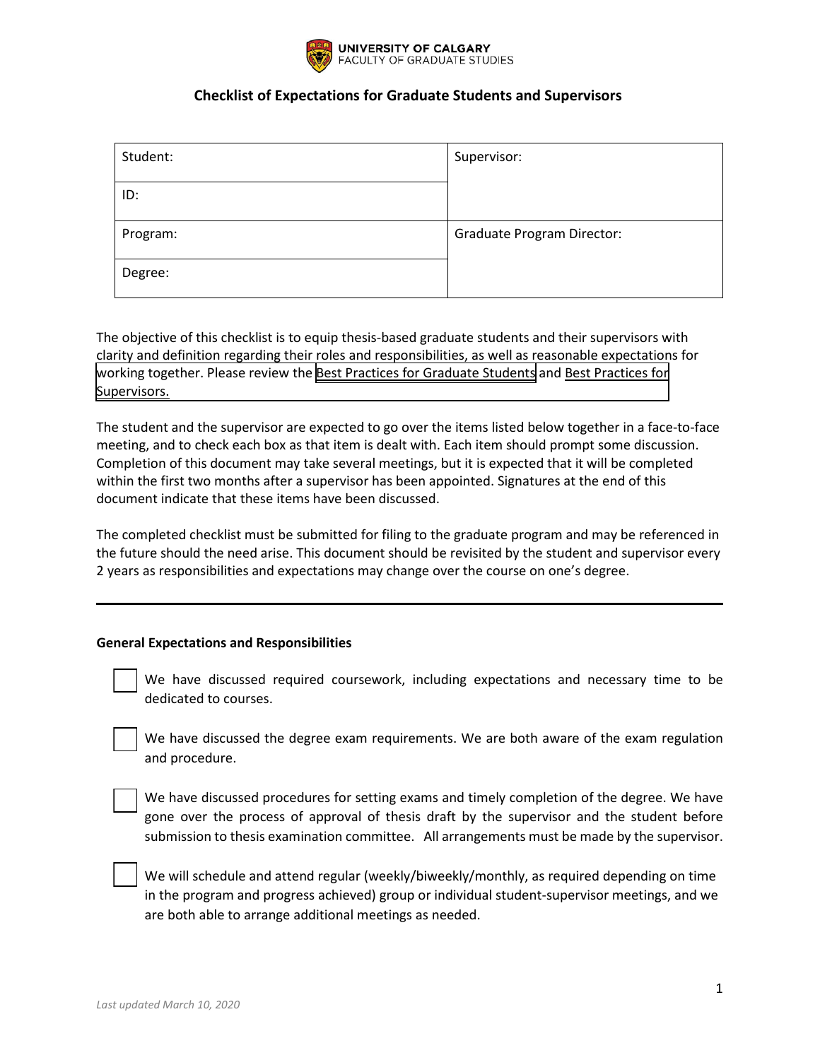UNIVERSITY OF CALGARY
FACULTY OF GRADUATE STUDIES

# Checklist of Expectations for Graduate Students and Supervisors

| Student: | Supervisor: |
| --- | --- |
| ID: | |
| Program: | Graduate Program Director: |
| Degree: | |

The objective of this checklist is to equip thesis-based graduate students and their supervisors with clarity and definition regarding their roles and responsibilities, as well as reasonable expectations for working together. Please review the Best Practices for Graduate Students and Best Practices for Supervisors.

The student and the supervisor are expected to go over the items listed below together in a face-to-face meeting, and to check each box as that item is dealt with. Each item should prompt some discussion. Completion of this document may take several meetings, but it is expected that it will be completed within the first two months after a supervisor has been appointed. Signatures at the end of this document indicate that these items have been discussed.

The completed checklist must be submitted for filing to the graduate program and may be referenced in the future should the need arise. This document should be revisited by the student and supervisor every 2 years as responsibilities and expectations may change over the course on one's degree.

---

**General Expectations and Responsibilities**

- [ ] We have discussed required coursework, including expectations and necessary time to be dedicated to courses.

- [ ] We have discussed the degree exam requirements. We are both aware of the exam regulation and procedure.

- [ ] We have discussed procedures for setting exams and timely completion of the degree. We have gone over the process of approval of thesis draft by the supervisor and the student before submission to thesis examination committee. All arrangements must be made by the supervisor.

- [ ] We will schedule and attend regular (weekly/biweekly/monthly, as required depending on time in the program and progress achieved) group or individual student-supervisor meetings, and we are both able to arrange additional meetings as needed.

*Last updated March 10, 2020*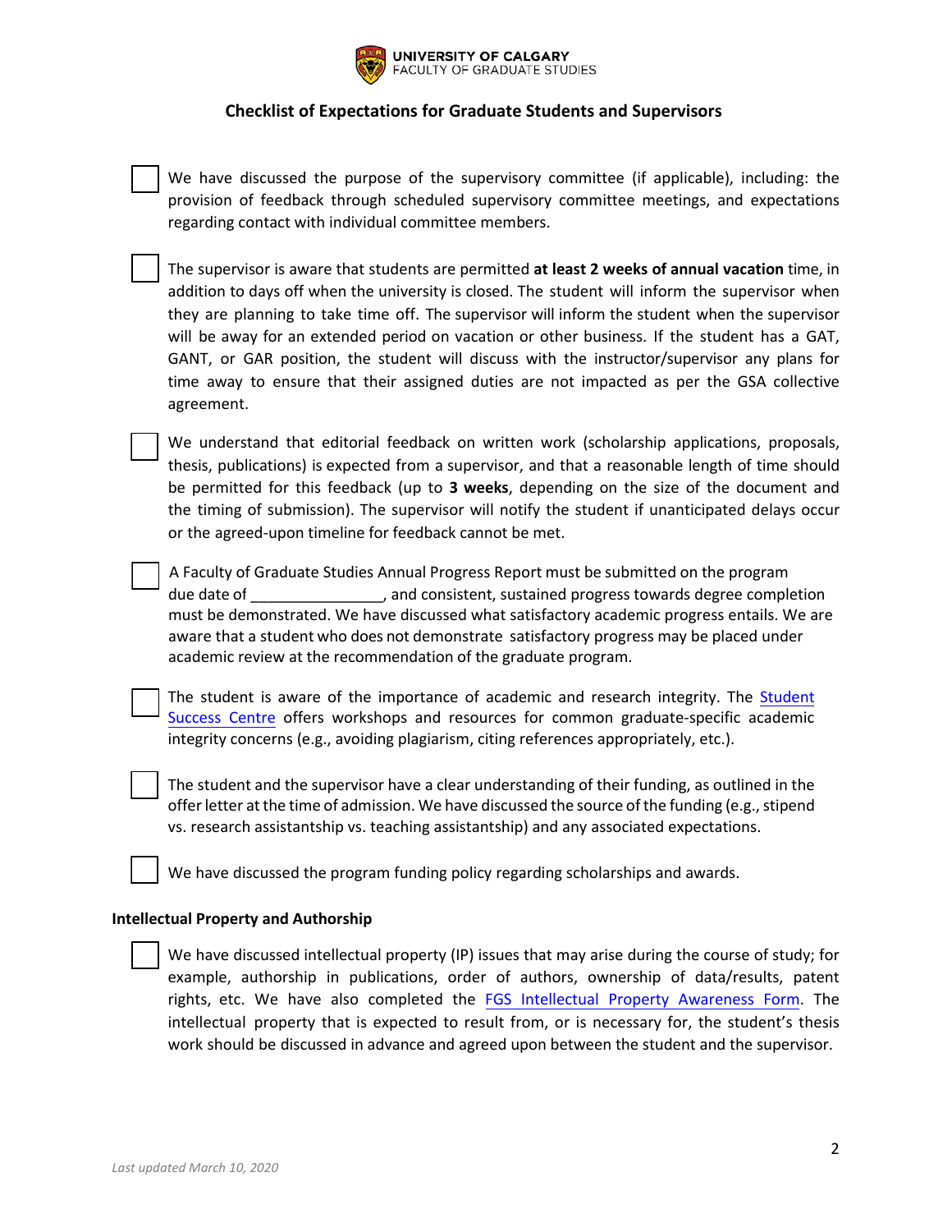**UNIVERSITY OF CALGARY**
FACULTY OF GRADUATE STUDIES

## Checklist of Expectations for Graduate Students and Supervisors

- [ ] We have discussed the purpose of the supervisory committee (if applicable), including: the provision of feedback through scheduled supervisory committee meetings, and expectations regarding contact with individual committee members.

- [ ] The supervisor is aware that students are permitted **at least 2 weeks of annual vacation** time, in addition to days off when the university is closed. The student will inform the supervisor when they are planning to take time off. The supervisor will inform the student when the supervisor will be away for an extended period on vacation or other business. If the student has a GAT, GANT, or GAR position, the student will discuss with the instructor/supervisor any plans for time away to ensure that their assigned duties are not impacted as per the GSA collective agreement.

- [ ] We understand that editorial feedback on written work (scholarship applications, proposals, thesis, publications) is expected from a supervisor, and that a reasonable length of time should be permitted for this feedback (up to **3 weeks**, depending on the size of the document and the timing of submission). The supervisor will notify the student if unanticipated delays occur or the agreed-upon timeline for feedback cannot be met.

- [ ] A Faculty of Graduate Studies Annual Progress Report must be submitted on the program due date of ________________, and consistent, sustained progress towards degree completion must be demonstrated. We have discussed what satisfactory academic progress entails. We are aware that a student who does not demonstrate satisfactory progress may be placed under academic review at the recommendation of the graduate program.

- [ ] The student is aware of the importance of academic and research integrity. The Student Success Centre offers workshops and resources for common graduate-specific academic integrity concerns (e.g., avoiding plagiarism, citing references appropriately, etc.).

- [ ] The student and the supervisor have a clear understanding of their funding, as outlined in the offer letter at the time of admission. We have discussed the source of the funding (e.g., stipend vs. research assistantship vs. teaching assistantship) and any associated expectations.

- [ ] We have discussed the program funding policy regarding scholarships and awards.

### Intellectual Property and Authorship

- [ ] We have discussed intellectual property (IP) issues that may arise during the course of study; for example, authorship in publications, order of authors, ownership of data/results, patent rights, etc. We have also completed the FGS Intellectual Property Awareness Form. The intellectual property that is expected to result from, or is necessary for, the student's thesis work should be discussed in advance and agreed upon between the student and the supervisor.

*Last updated March 10, 2020*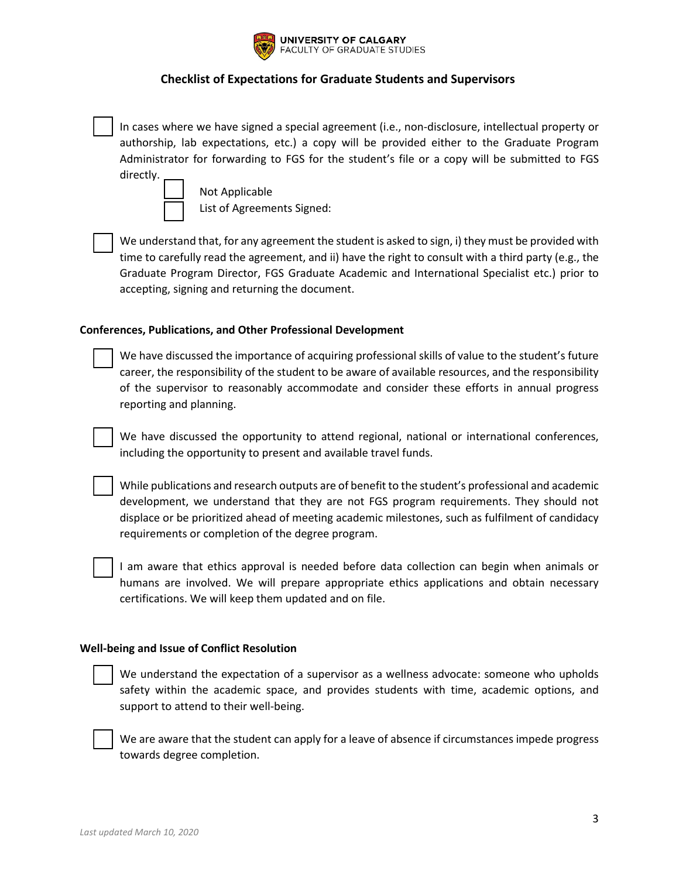- [ ] In cases where we have signed a special agreement (i.e., non-disclosure, intellectual property or authorship, lab expectations, etc.) a copy will be provided either to the Graduate Program Administrator for forwarding to FGS for the student's file or a copy will be submitted to FGS directly.
  - [ ] Not Applicable
  - [ ] List of Agreements Signed:

- [ ] We understand that, for any agreement the student is asked to sign, i) they must be provided with time to carefully read the agreement, and ii) have the right to consult with a third party (e.g., the Graduate Program Director, FGS Graduate Academic and International Specialist etc.) prior to accepting, signing and returning the document.

**Conferences, Publications, and Other Professional Development**

- [ ] We have discussed the importance of acquiring professional skills of value to the student's future career, the responsibility of the student to be aware of available resources, and the responsibility of the supervisor to reasonably accommodate and consider these efforts in annual progress reporting and planning.

- [ ] We have discussed the opportunity to attend regional, national or international conferences, including the opportunity to present and available travel funds.

- [ ] While publications and research outputs are of benefit to the student's professional and academic development, we understand that they are not FGS program requirements. They should not displace or be prioritized ahead of meeting academic milestones, such as fulfilment of candidacy requirements or completion of the degree program.

- [ ] I am aware that ethics approval is needed before data collection can begin when animals or humans are involved. We will prepare appropriate ethics applications and obtain necessary certifications. We will keep them updated and on file.

**Well-being and Issue of Conflict Resolution**

- [ ] We understand the expectation of a supervisor as a wellness advocate: someone who upholds safety within the academic space, and provides students with time, academic options, and support to attend to their well-being.

- [ ] We are aware that the student can apply for a leave of absence if circumstances impede progress towards degree completion.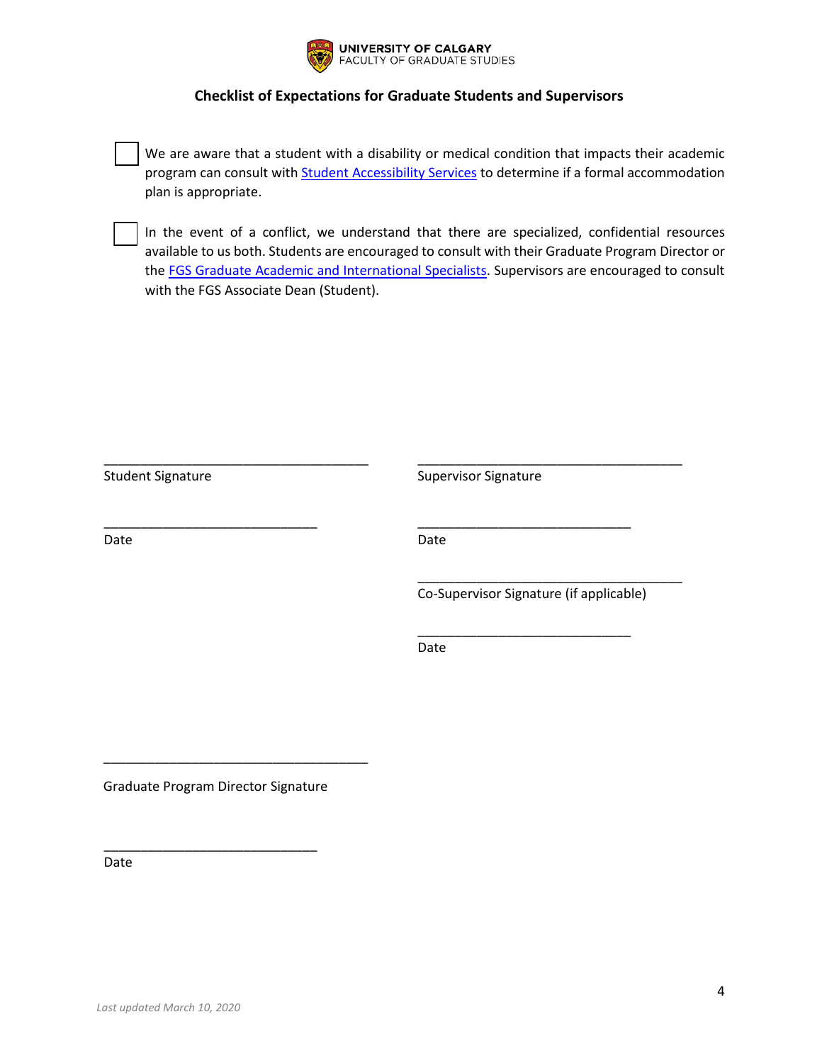UNIVERSITY OF CALGARY
FACULTY OF GRADUATE STUDIES

**Checklist of Expectations for Graduate Students and Supervisors**

- [ ] We are aware that a student with a disability or medical condition that impacts their academic program can consult with Student Accessibility Services to determine if a formal accommodation plan is appropriate.

- [ ] In the event of a conflict, we understand that there are specialized, confidential resources available to us both. Students are encouraged to consult with their Graduate Program Director or the FGS Graduate Academic and International Specialists. Supervisors are encouraged to consult with the FGS Associate Dean (Student).

\_\_\_\_\_\_\_\_\_\_\_\_\_\_\_\_\_\_\_\_\_\_\_\_\_\_\_\_\_\_\_\_\_\_\_\_\_\_
Student Signature

\_\_\_\_\_\_\_\_\_\_\_\_\_\_\_\_\_\_\_\_\_\_\_\_\_\_\_\_\_\_
Date

\_\_\_\_\_\_\_\_\_\_\_\_\_\_\_\_\_\_\_\_\_\_\_\_\_\_\_\_\_\_\_\_\_\_\_\_\_\_
Supervisor Signature

\_\_\_\_\_\_\_\_\_\_\_\_\_\_\_\_\_\_\_\_\_\_\_\_\_\_\_\_\_\_
Date

\_\_\_\_\_\_\_\_\_\_\_\_\_\_\_\_\_\_\_\_\_\_\_\_\_\_\_\_\_\_\_\_\_\_\_\_\_\_
Co-Supervisor Signature (if applicable)

\_\_\_\_\_\_\_\_\_\_\_\_\_\_\_\_\_\_\_\_\_\_\_\_\_\_\_\_\_\_
Date

\_\_\_\_\_\_\_\_\_\_\_\_\_\_\_\_\_\_\_\_\_\_\_\_\_\_\_\_\_\_\_\_\_\_\_\_\_\_
Graduate Program Director Signature

\_\_\_\_\_\_\_\_\_\_\_\_\_\_\_\_\_\_\_\_\_\_\_\_\_\_\_\_\_\_
Date

*Last updated March 10, 2020*